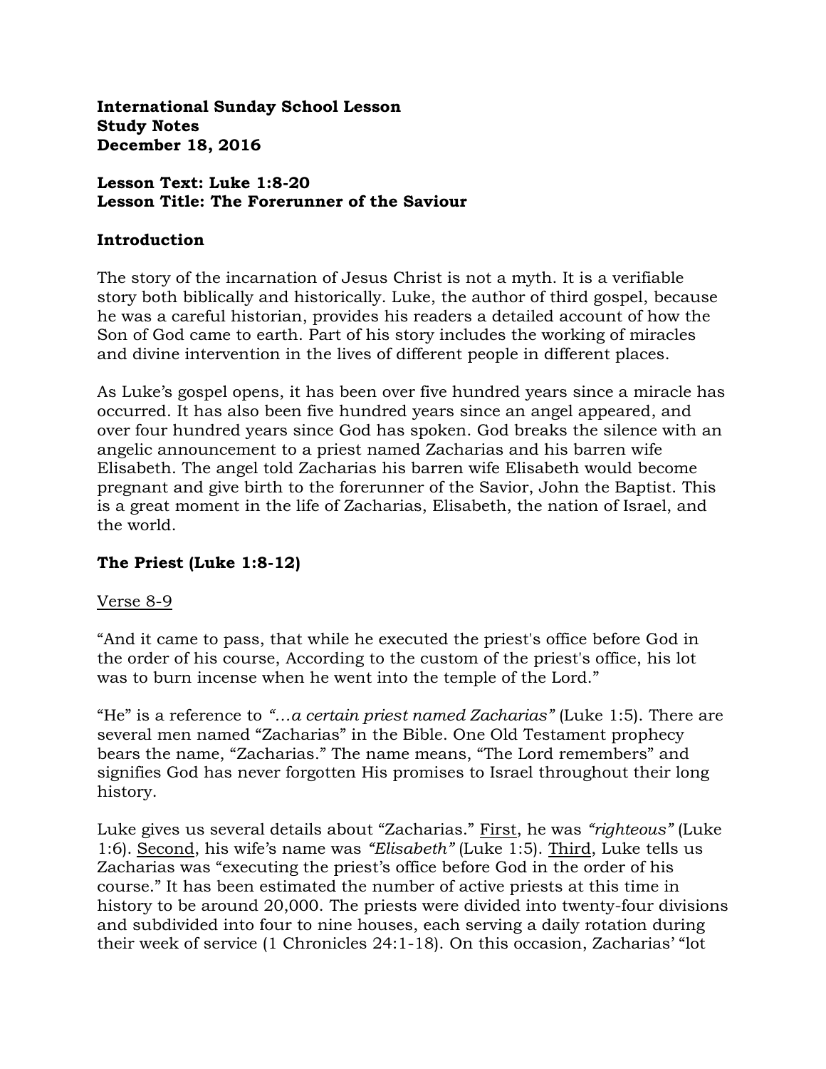**International Sunday School Lesson**
**Study Notes**
**December 18, 2016**

**Lesson Text: Luke 1:8-20**
**Lesson Title: The Forerunner of the Saviour**

## Introduction

The story of the incarnation of Jesus Christ is not a myth. It is a verifiable story both biblically and historically. Luke, the author of third gospel, because he was a careful historian, provides his readers a detailed account of how the Son of God came to earth. Part of his story includes the working of miracles and divine intervention in the lives of different people in different places.

As Luke's gospel opens, it has been over five hundred years since a miracle has occurred. It has also been five hundred years since an angel appeared, and over four hundred years since God has spoken. God breaks the silence with an angelic announcement to a priest named Zacharias and his barren wife Elisabeth. The angel told Zacharias his barren wife Elisabeth would become pregnant and give birth to the forerunner of the Savior, John the Baptist. This is a great moment in the life of Zacharias, Elisabeth, the nation of Israel, and the world.

## The Priest (Luke 1:8-12)

<u>Verse 8-9</u>

"And it came to pass, that while he executed the priest's office before God in the order of his course, According to the custom of the priest's office, his lot was to burn incense when he went into the temple of the Lord."

"He" is a reference to *"…a certain priest named Zacharias"* (Luke 1:5). There are several men named "Zacharias" in the Bible. One Old Testament prophecy bears the name, "Zacharias." The name means, "The Lord remembers" and signifies God has never forgotten His promises to Israel throughout their long history.

Luke gives us several details about "Zacharias." <u>First</u>, he was *"righteous"* (Luke 1:6). <u>Second</u>, his wife's name was *"Elisabeth"* (Luke 1:5). <u>Third</u>, Luke tells us Zacharias was "executing the priest's office before God in the order of his course." It has been estimated the number of active priests at this time in history to be around 20,000. The priests were divided into twenty-four divisions and subdivided into four to nine houses, each serving a daily rotation during their week of service (1 Chronicles 24:1-18). On this occasion, Zacharias' "lot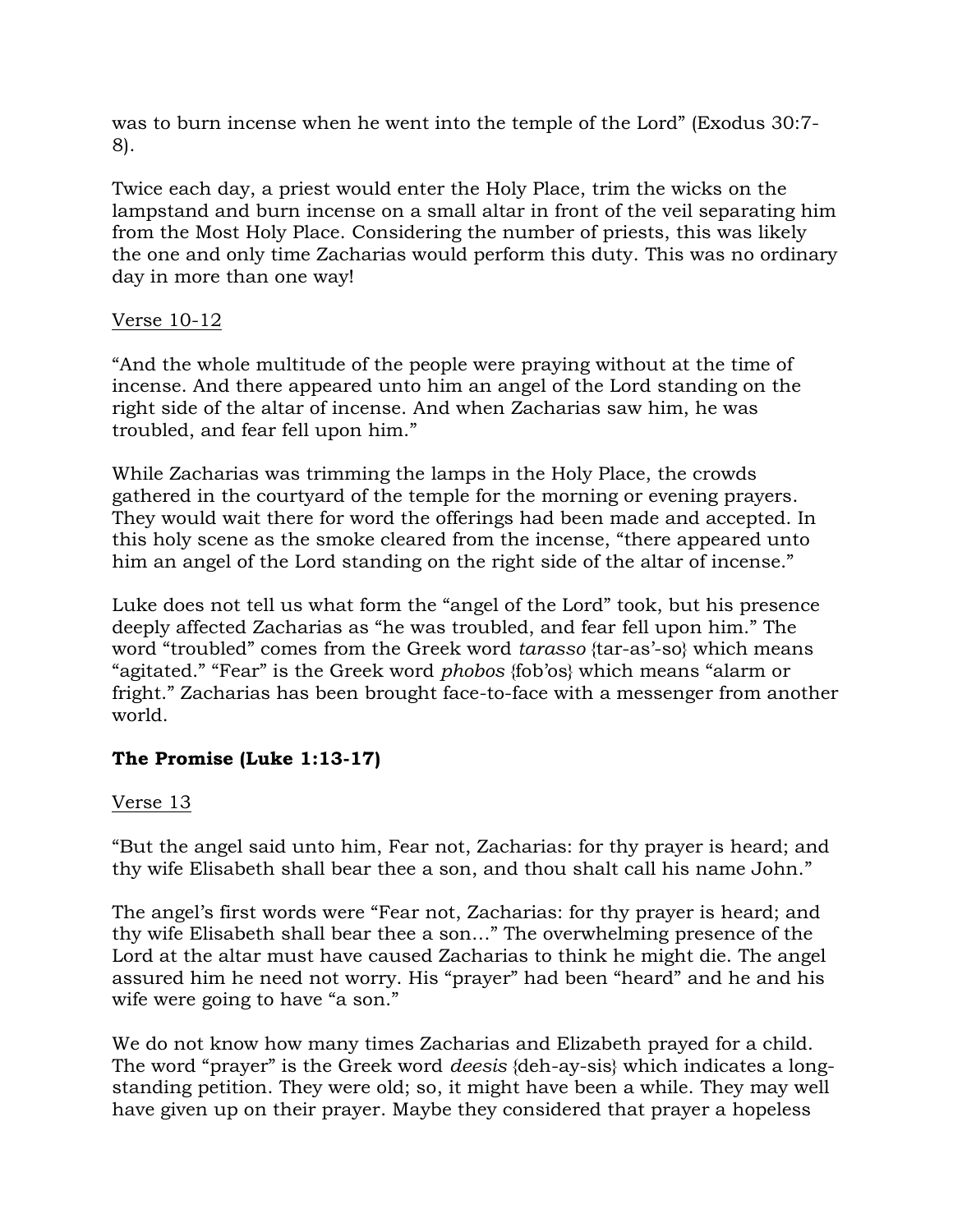was to burn incense when he went into the temple of the Lord" (Exodus 30:7-8).

Twice each day, a priest would enter the Holy Place, trim the wicks on the lampstand and burn incense on a small altar in front of the veil separating him from the Most Holy Place. Considering the number of priests, this was likely the one and only time Zacharias would perform this duty. This was no ordinary day in more than one way!

<u>Verse 10-12</u>

"And the whole multitude of the people were praying without at the time of incense. And there appeared unto him an angel of the Lord standing on the right side of the altar of incense. And when Zacharias saw him, he was troubled, and fear fell upon him."

While Zacharias was trimming the lamps in the Holy Place, the crowds gathered in the courtyard of the temple for the morning or evening prayers. They would wait there for word the offerings had been made and accepted. In this holy scene as the smoke cleared from the incense, "there appeared unto him an angel of the Lord standing on the right side of the altar of incense."

Luke does not tell us what form the "angel of the Lord" took, but his presence deeply affected Zacharias as "he was troubled, and fear fell upon him." The word "troubled" comes from the Greek word *tarasso* {tar-as'-so} which means "agitated." "Fear" is the Greek word *phobos* {fob'os} which means "alarm or fright." Zacharias has been brought face-to-face with a messenger from another world.

**The Promise (Luke 1:13-17)**

<u>Verse 13</u>

"But the angel said unto him, Fear not, Zacharias: for thy prayer is heard; and thy wife Elisabeth shall bear thee a son, and thou shalt call his name John."

The angel's first words were "Fear not, Zacharias: for thy prayer is heard; and thy wife Elisabeth shall bear thee a son…" The overwhelming presence of the Lord at the altar must have caused Zacharias to think he might die. The angel assured him he need not worry. His "prayer" had been "heard" and he and his wife were going to have "a son."

We do not know how many times Zacharias and Elizabeth prayed for a child. The word "prayer" is the Greek word *deesis* {deh-ay-sis} which indicates a long-standing petition. They were old; so, it might have been a while. They may well have given up on their prayer. Maybe they considered that prayer a hopeless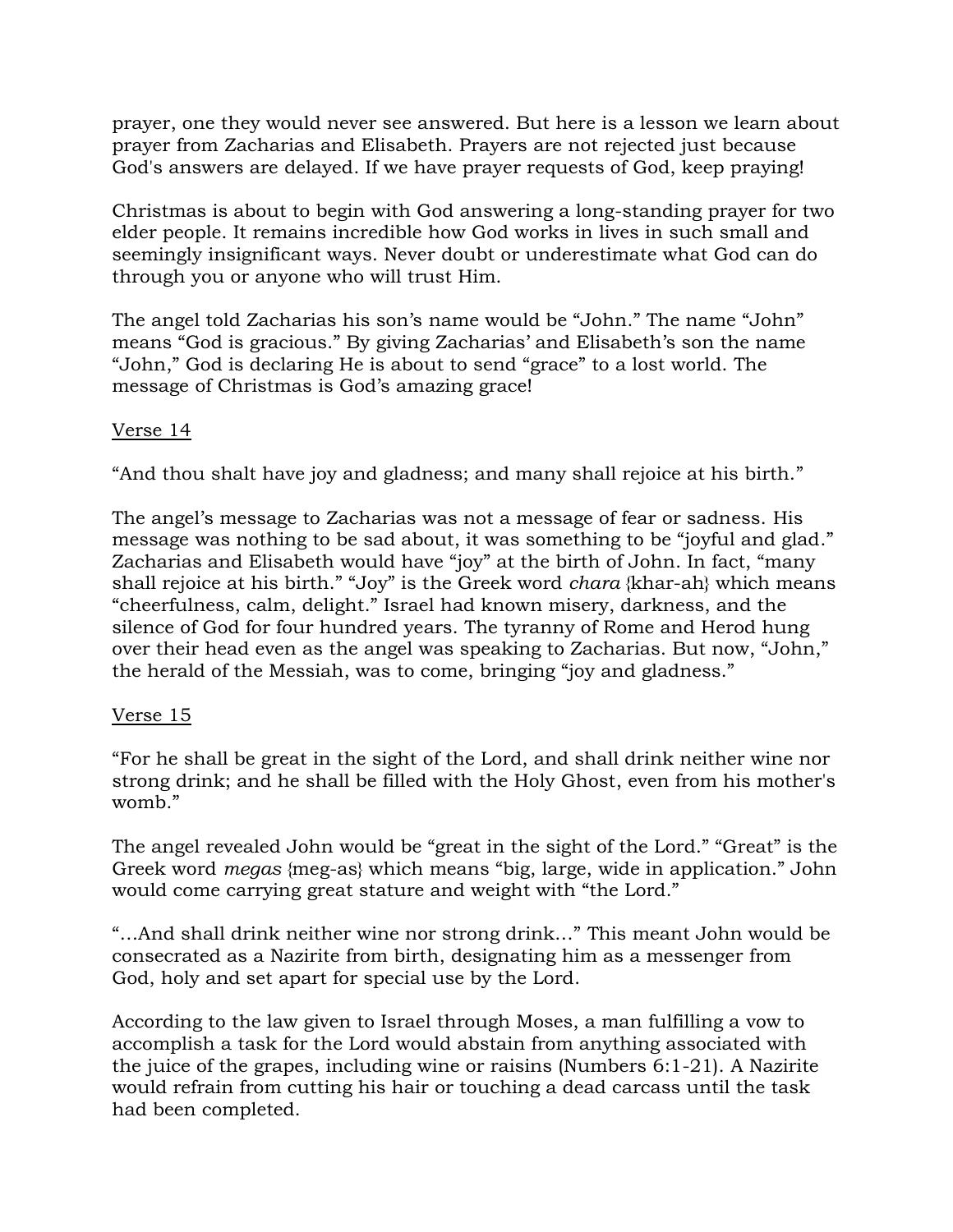prayer, one they would never see answered. But here is a lesson we learn about prayer from Zacharias and Elisabeth. Prayers are not rejected just because God's answers are delayed. If we have prayer requests of God, keep praying!

Christmas is about to begin with God answering a long-standing prayer for two elder people. It remains incredible how God works in lives in such small and seemingly insignificant ways. Never doubt or underestimate what God can do through you or anyone who will trust Him.

The angel told Zacharias his son's name would be "John." The name "John" means "God is gracious." By giving Zacharias' and Elisabeth's son the name "John," God is declaring He is about to send "grace" to a lost world. The message of Christmas is God's amazing grace!

Verse 14

"And thou shalt have joy and gladness; and many shall rejoice at his birth."

The angel's message to Zacharias was not a message of fear or sadness. His message was nothing to be sad about, it was something to be "joyful and glad." Zacharias and Elisabeth would have "joy" at the birth of John. In fact, "many shall rejoice at his birth." "Joy" is the Greek word *chara* {khar-ah} which means "cheerfulness, calm, delight." Israel had known misery, darkness, and the silence of God for four hundred years. The tyranny of Rome and Herod hung over their head even as the angel was speaking to Zacharias. But now, "John," the herald of the Messiah, was to come, bringing "joy and gladness."

Verse 15

"For he shall be great in the sight of the Lord, and shall drink neither wine nor strong drink; and he shall be filled with the Holy Ghost, even from his mother's womb."

The angel revealed John would be "great in the sight of the Lord." "Great" is the Greek word *megas* {meg-as} which means "big, large, wide in application." John would come carrying great stature and weight with "the Lord."

"…And shall drink neither wine nor strong drink…" This meant John would be consecrated as a Nazirite from birth, designating him as a messenger from God, holy and set apart for special use by the Lord.

According to the law given to Israel through Moses, a man fulfilling a vow to accomplish a task for the Lord would abstain from anything associated with the juice of the grapes, including wine or raisins (Numbers 6:1-21). A Nazirite would refrain from cutting his hair or touching a dead carcass until the task had been completed.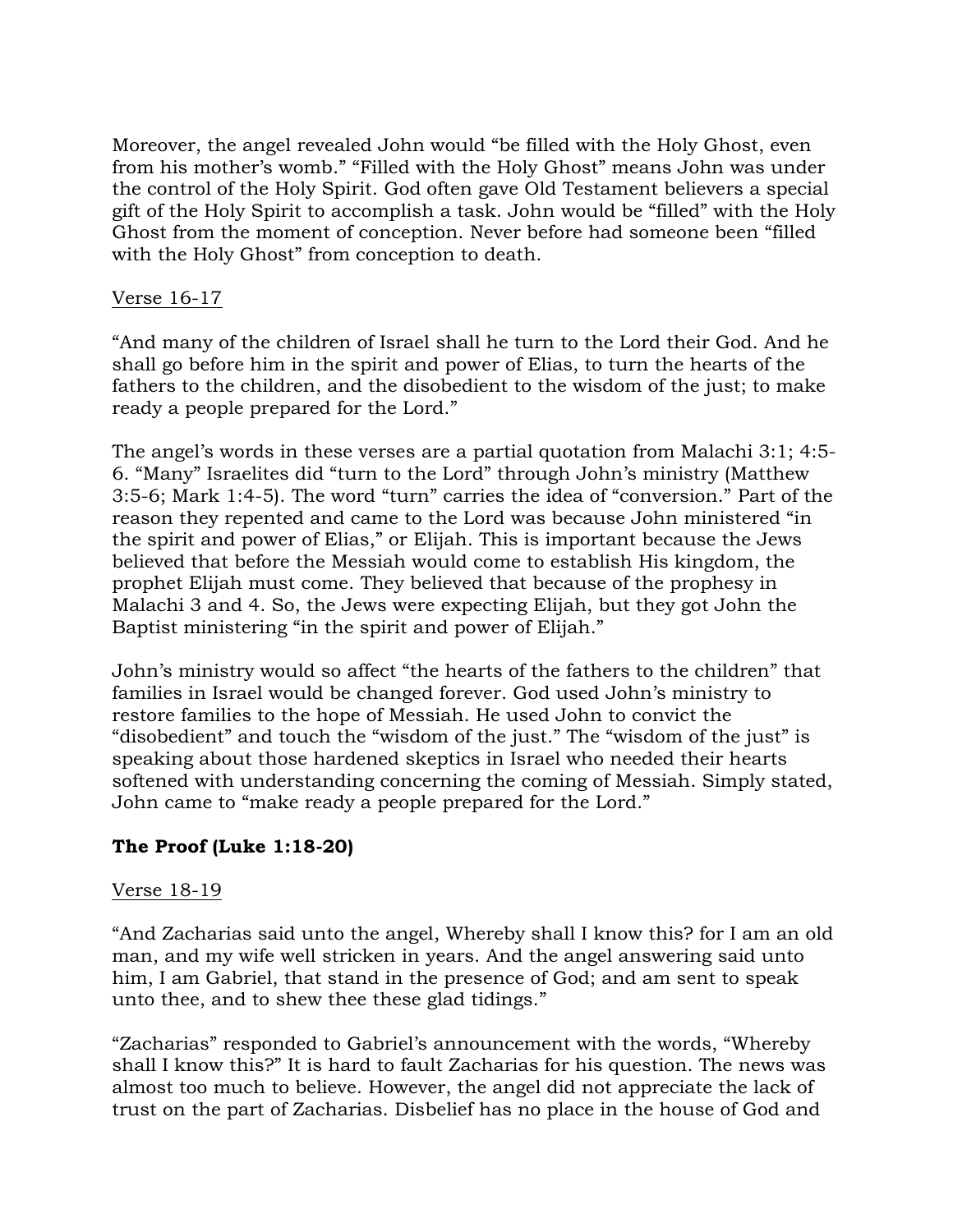Moreover, the angel revealed John would "be filled with the Holy Ghost, even from his mother's womb." "Filled with the Holy Ghost" means John was under the control of the Holy Spirit. God often gave Old Testament believers a special gift of the Holy Spirit to accomplish a task. John would be "filled" with the Holy Ghost from the moment of conception. Never before had someone been "filled with the Holy Ghost" from conception to death.

Verse 16-17

"And many of the children of Israel shall he turn to the Lord their God. And he shall go before him in the spirit and power of Elias, to turn the hearts of the fathers to the children, and the disobedient to the wisdom of the just; to make ready a people prepared for the Lord."

The angel's words in these verses are a partial quotation from Malachi 3:1; 4:5-6. "Many" Israelites did "turn to the Lord" through John's ministry (Matthew 3:5-6; Mark 1:4-5). The word "turn" carries the idea of "conversion." Part of the reason they repented and came to the Lord was because John ministered "in the spirit and power of Elias," or Elijah. This is important because the Jews believed that before the Messiah would come to establish His kingdom, the prophet Elijah must come. They believed that because of the prophesy in Malachi 3 and 4. So, the Jews were expecting Elijah, but they got John the Baptist ministering "in the spirit and power of Elijah."

John's ministry would so affect "the hearts of the fathers to the children" that families in Israel would be changed forever. God used John's ministry to restore families to the hope of Messiah. He used John to convict the "disobedient" and touch the "wisdom of the just." The "wisdom of the just" is speaking about those hardened skeptics in Israel who needed their hearts softened with understanding concerning the coming of Messiah. Simply stated, John came to "make ready a people prepared for the Lord."

**The Proof (Luke 1:18-20)**

Verse 18-19

"And Zacharias said unto the angel, Whereby shall I know this? for I am an old man, and my wife well stricken in years. And the angel answering said unto him, I am Gabriel, that stand in the presence of God; and am sent to speak unto thee, and to shew thee these glad tidings."

"Zacharias" responded to Gabriel's announcement with the words, "Whereby shall I know this?" It is hard to fault Zacharias for his question. The news was almost too much to believe. However, the angel did not appreciate the lack of trust on the part of Zacharias. Disbelief has no place in the house of God and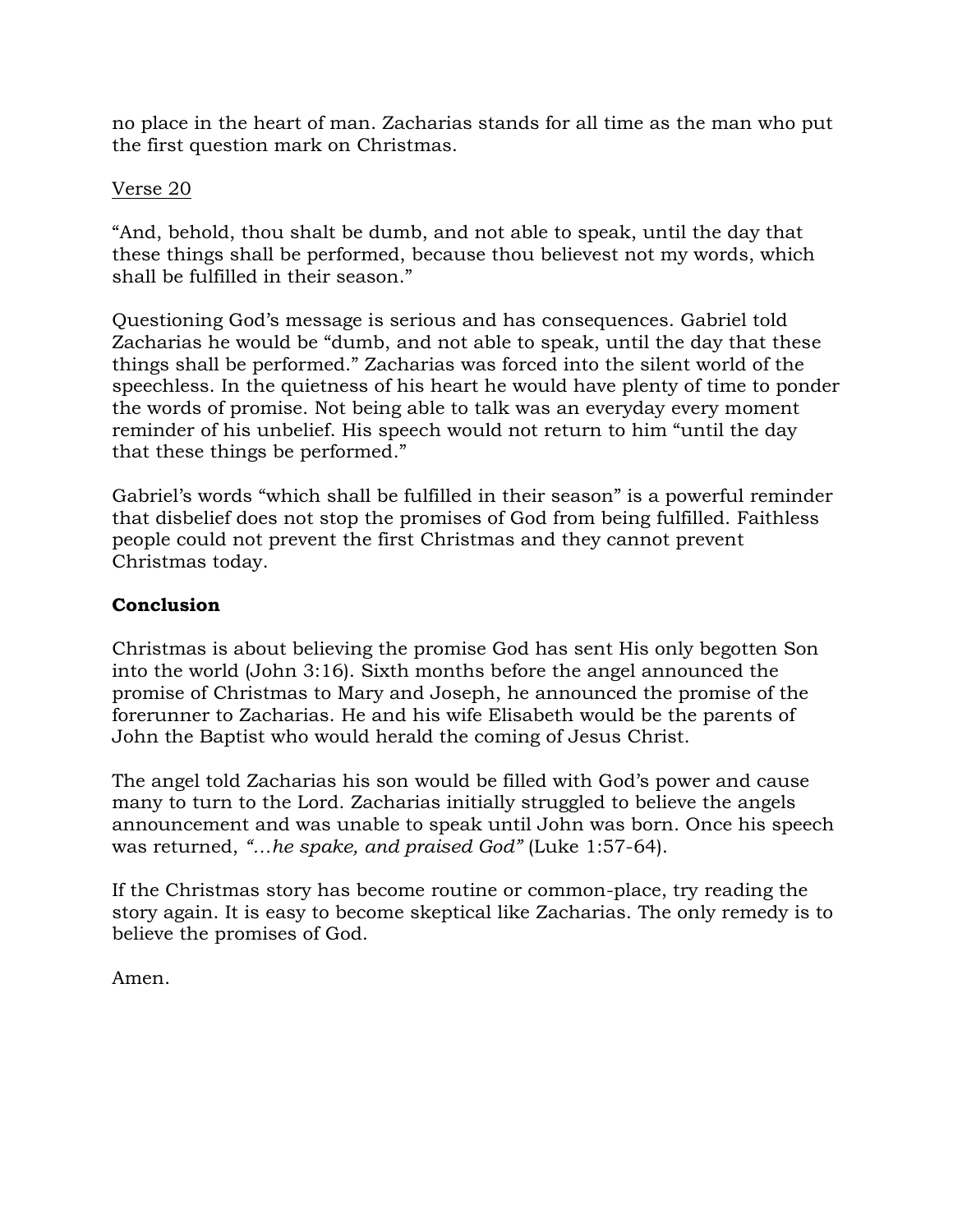no place in the heart of man. Zacharias stands for all time as the man who put the first question mark on Christmas.

Verse 20

"And, behold, thou shalt be dumb, and not able to speak, until the day that these things shall be performed, because thou believest not my words, which shall be fulfilled in their season."

Questioning God's message is serious and has consequences. Gabriel told Zacharias he would be "dumb, and not able to speak, until the day that these things shall be performed." Zacharias was forced into the silent world of the speechless. In the quietness of his heart he would have plenty of time to ponder the words of promise. Not being able to talk was an everyday every moment reminder of his unbelief. His speech would not return to him "until the day that these things be performed."

Gabriel's words "which shall be fulfilled in their season" is a powerful reminder that disbelief does not stop the promises of God from being fulfilled. Faithless people could not prevent the first Christmas and they cannot prevent Christmas today.

**Conclusion**

Christmas is about believing the promise God has sent His only begotten Son into the world (John 3:16). Sixth months before the angel announced the promise of Christmas to Mary and Joseph, he announced the promise of the forerunner to Zacharias. He and his wife Elisabeth would be the parents of John the Baptist who would herald the coming of Jesus Christ.

The angel told Zacharias his son would be filled with God's power and cause many to turn to the Lord. Zacharias initially struggled to believe the angels announcement and was unable to speak until John was born. Once his speech was returned, *"…he spake, and praised God"* (Luke 1:57-64).

If the Christmas story has become routine or common-place, try reading the story again. It is easy to become skeptical like Zacharias. The only remedy is to believe the promises of God.

Amen.